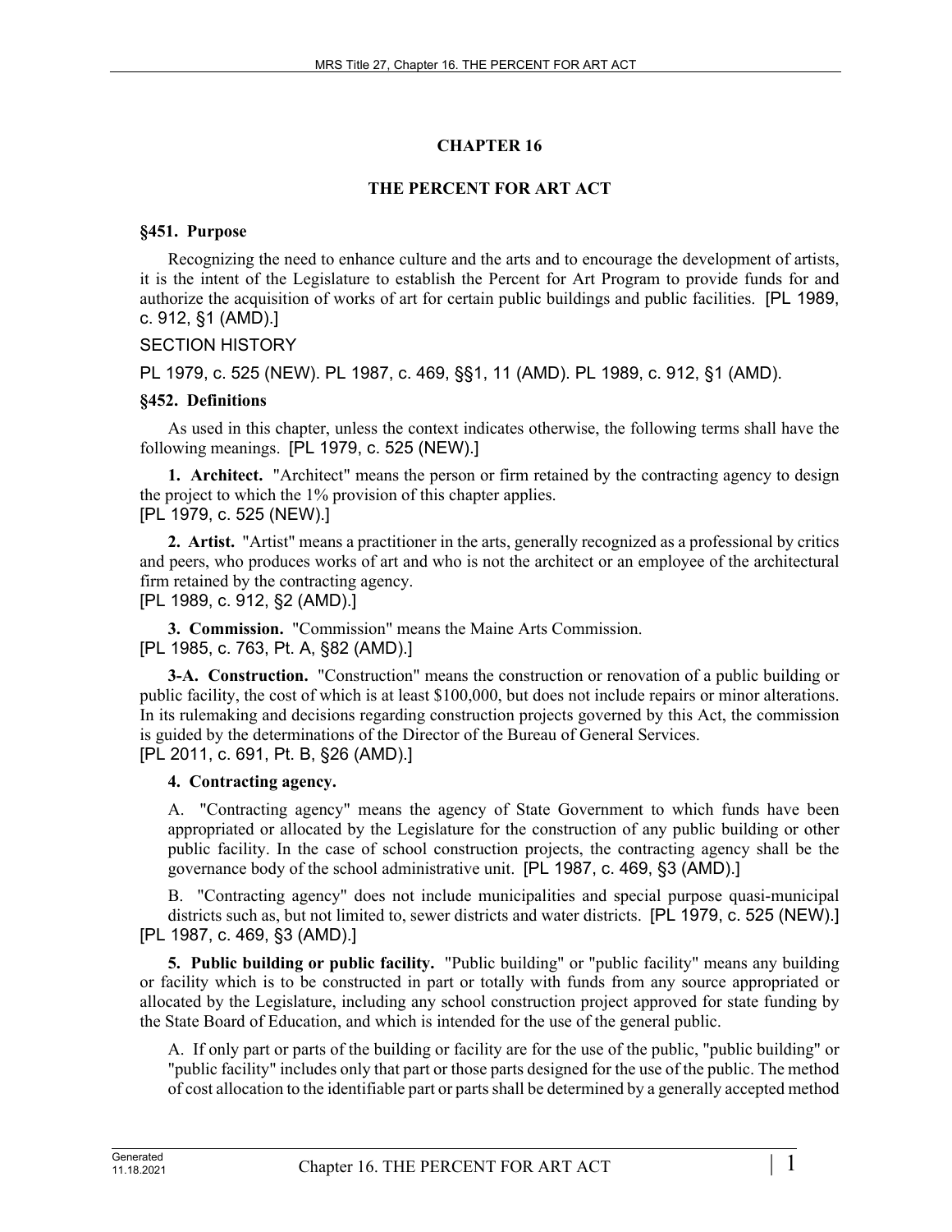# CHAPTER 16

## THE PERCENT FOR ART ACT

### §451. Purpose

Recognizing the need to enhance culture and the arts and to encourage the development of artists, it is the intent of the Legislature to establish the Percent for Art Program to provide funds for and authorize the acquisition of works of art for certain public buildings and public facilities. [PL 1989, c. 912, §1 (AMD).]

SECTION HISTORY

PL 1979, c. 525 (NEW). PL 1987, c. 469, §§1, 11 (AMD). PL 1989, c. 912, §1 (AMD).

### §452. Definitions

As used in this chapter, unless the context indicates otherwise, the following terms shall have the following meanings. [PL 1979, c. 525 (NEW).]

**1. Architect.** "Architect" means the person or firm retained by the contracting agency to design the project to which the 1% provision of this chapter applies.
[PL 1979, c. 525 (NEW).]

**2. Artist.** "Artist" means a practitioner in the arts, generally recognized as a professional by critics and peers, who produces works of art and who is not the architect or an employee of the architectural firm retained by the contracting agency.
[PL 1989, c. 912, §2 (AMD).]

**3. Commission.** "Commission" means the Maine Arts Commission.
[PL 1985, c. 763, Pt. A, §82 (AMD).]

**3-A. Construction.** "Construction" means the construction or renovation of a public building or public facility, the cost of which is at least $100,000, but does not include repairs or minor alterations. In its rulemaking and decisions regarding construction projects governed by this Act, the commission is guided by the determinations of the Director of the Bureau of General Services.
[PL 2011, c. 691, Pt. B, §26 (AMD).]

**4. Contracting agency.**

A. "Contracting agency" means the agency of State Government to which funds have been appropriated or allocated by the Legislature for the construction of any public building or other public facility. In the case of school construction projects, the contracting agency shall be the governance body of the school administrative unit. [PL 1987, c. 469, §3 (AMD).]

B. "Contracting agency" does not include municipalities and special purpose quasi-municipal districts such as, but not limited to, sewer districts and water districts. [PL 1979, c. 525 (NEW).]
[PL 1987, c. 469, §3 (AMD).]

**5. Public building or public facility.** "Public building" or "public facility" means any building or facility which is to be constructed in part or totally with funds from any source appropriated or allocated by the Legislature, including any school construction project approved for state funding by the State Board of Education, and which is intended for the use of the general public.

A. If only part or parts of the building or facility are for the use of the public, "public building" or "public facility" includes only that part or those parts designed for the use of the public. The method of cost allocation to the identifiable part or parts shall be determined by a generally accepted method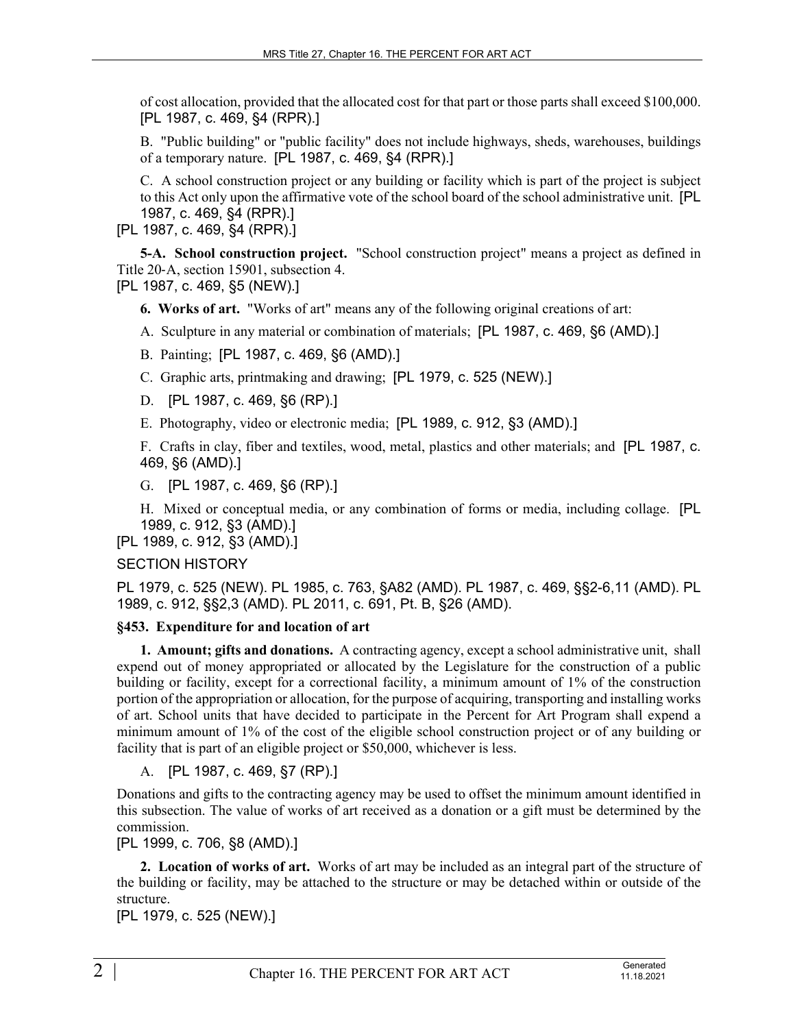of cost allocation, provided that the allocated cost for that part or those parts shall exceed $100,000. [PL 1987, c. 469, §4 (RPR).]

B. "Public building" or "public facility" does not include highways, sheds, warehouses, buildings of a temporary nature. [PL 1987, c. 469, §4 (RPR).]

C. A school construction project or any building or facility which is part of the project is subject to this Act only upon the affirmative vote of the school board of the school administrative unit. [PL 1987, c. 469, §4 (RPR).]

[PL 1987, c. 469, §4 (RPR).]

**5-A. School construction project.** "School construction project" means a project as defined in Title 20-A, section 15901, subsection 4.

[PL 1987, c. 469, §5 (NEW).]

**6. Works of art.** "Works of art" means any of the following original creations of art:

A. Sculpture in any material or combination of materials; [PL 1987, c. 469, §6 (AMD).]

B. Painting; [PL 1987, c. 469, §6 (AMD).]

C. Graphic arts, printmaking and drawing; [PL 1979, c. 525 (NEW).]

D. [PL 1987, c. 469, §6 (RP).]

E. Photography, video or electronic media; [PL 1989, c. 912, §3 (AMD).]

F. Crafts in clay, fiber and textiles, wood, metal, plastics and other materials; and [PL 1987, c. 469, §6 (AMD).]

G. [PL 1987, c. 469, §6 (RP).]

H. Mixed or conceptual media, or any combination of forms or media, including collage. [PL 1989, c. 912, §3 (AMD).]

[PL 1989, c. 912, §3 (AMD).]

SECTION HISTORY

PL 1979, c. 525 (NEW). PL 1985, c. 763, §A82 (AMD). PL 1987, c. 469, §§2-6,11 (AMD). PL 1989, c. 912, §§2,3 (AMD). PL 2011, c. 691, Pt. B, §26 (AMD).

### §453. Expenditure for and location of art

**1. Amount; gifts and donations.** A contracting agency, except a school administrative unit, shall expend out of money appropriated or allocated by the Legislature for the construction of a public building or facility, except for a correctional facility, a minimum amount of 1% of the construction portion of the appropriation or allocation, for the purpose of acquiring, transporting and installing works of art. School units that have decided to participate in the Percent for Art Program shall expend a minimum amount of 1% of the cost of the eligible school construction project or of any building or facility that is part of an eligible project or $50,000, whichever is less.

A. [PL 1987, c. 469, §7 (RP).]

Donations and gifts to the contracting agency may be used to offset the minimum amount identified in this subsection. The value of works of art received as a donation or a gift must be determined by the commission.

[PL 1999, c. 706, §8 (AMD).]

**2. Location of works of art.** Works of art may be included as an integral part of the structure of the building or facility, may be attached to the structure or may be detached within or outside of the structure.

[PL 1979, c. 525 (NEW).]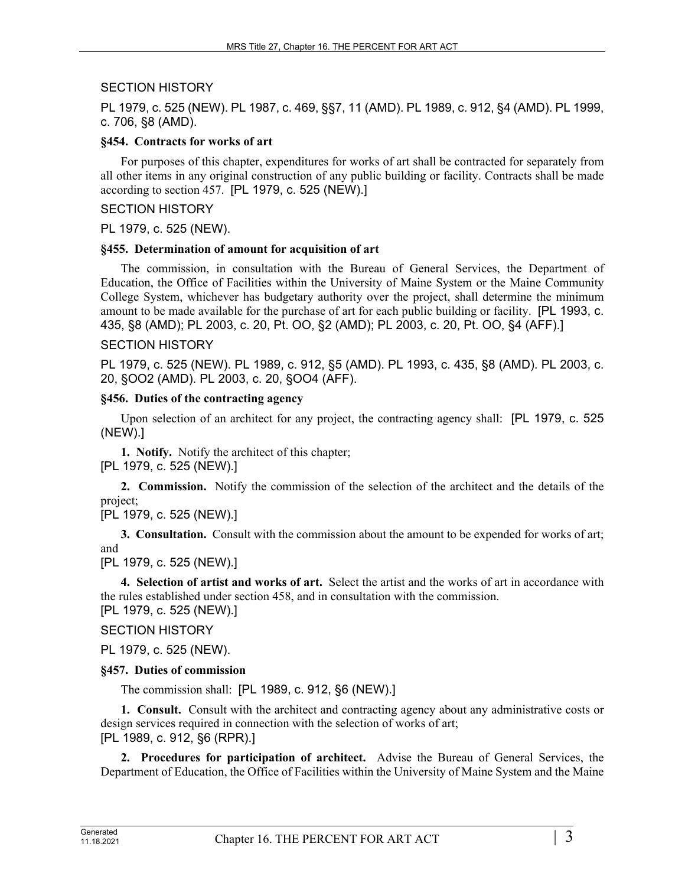SECTION HISTORY

PL 1979, c. 525 (NEW). PL 1987, c. 469, §§7, 11 (AMD). PL 1989, c. 912, §4 (AMD). PL 1999, c. 706, §8 (AMD).

### §454. Contracts for works of art

For purposes of this chapter, expenditures for works of art shall be contracted for separately from all other items in any original construction of any public building or facility. Contracts shall be made according to section 457. [PL 1979, c. 525 (NEW).]

SECTION HISTORY

PL 1979, c. 525 (NEW).

### §455. Determination of amount for acquisition of art

The commission, in consultation with the Bureau of General Services, the Department of Education, the Office of Facilities within the University of Maine System or the Maine Community College System, whichever has budgetary authority over the project, shall determine the minimum amount to be made available for the purchase of art for each public building or facility. [PL 1993, c. 435, §8 (AMD); PL 2003, c. 20, Pt. OO, §2 (AMD); PL 2003, c. 20, Pt. OO, §4 (AFF).]

SECTION HISTORY

PL 1979, c. 525 (NEW). PL 1989, c. 912, §5 (AMD). PL 1993, c. 435, §8 (AMD). PL 2003, c. 20, §OO2 (AMD). PL 2003, c. 20, §OO4 (AFF).

### §456. Duties of the contracting agency

Upon selection of an architect for any project, the contracting agency shall: [PL 1979, c. 525 (NEW).]

**1. Notify.** Notify the architect of this chapter;
[PL 1979, c. 525 (NEW).]

**2. Commission.** Notify the commission of the selection of the architect and the details of the project;
[PL 1979, c. 525 (NEW).]

**3. Consultation.** Consult with the commission about the amount to be expended for works of art; and
[PL 1979, c. 525 (NEW).]

**4. Selection of artist and works of art.** Select the artist and the works of art in accordance with the rules established under section 458, and in consultation with the commission.
[PL 1979, c. 525 (NEW).]

SECTION HISTORY

PL 1979, c. 525 (NEW).

### §457. Duties of commission

The commission shall: [PL 1989, c. 912, §6 (NEW).]

**1. Consult.** Consult with the architect and contracting agency about any administrative costs or design services required in connection with the selection of works of art;
[PL 1989, c. 912, §6 (RPR).]

**2. Procedures for participation of architect.** Advise the Bureau of General Services, the Department of Education, the Office of Facilities within the University of Maine System and the Maine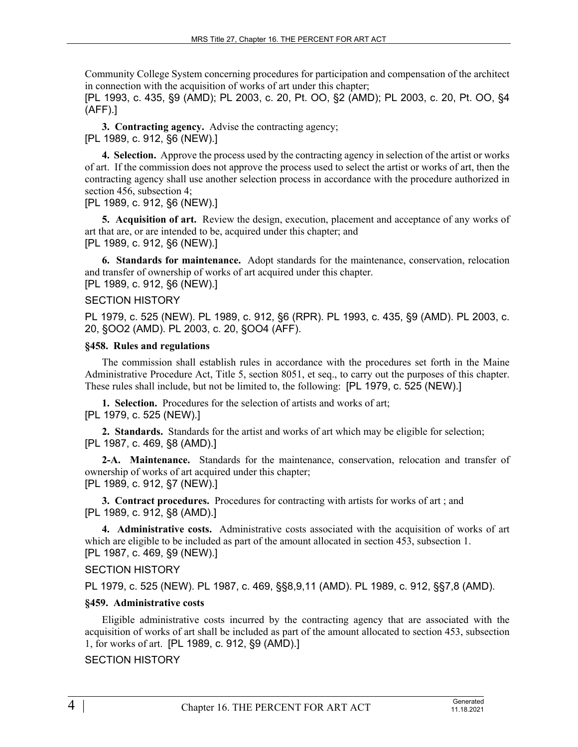Community College System concerning procedures for participation and compensation of the architect in connection with the acquisition of works of art under this chapter;
[PL 1993, c. 435, §9 (AMD); PL 2003, c. 20, Pt. OO, §2 (AMD); PL 2003, c. 20, Pt. OO, §4 (AFF).]

**3. Contracting agency.** Advise the contracting agency;
[PL 1989, c. 912, §6 (NEW).]

**4. Selection.** Approve the process used by the contracting agency in selection of the artist or works of art. If the commission does not approve the process used to select the artist or works of art, then the contracting agency shall use another selection process in accordance with the procedure authorized in section 456, subsection 4;
[PL 1989, c. 912, §6 (NEW).]

**5. Acquisition of art.** Review the design, execution, placement and acceptance of any works of art that are, or are intended to be, acquired under this chapter; and
[PL 1989, c. 912, §6 (NEW).]

**6. Standards for maintenance.** Adopt standards for the maintenance, conservation, relocation and transfer of ownership of works of art acquired under this chapter.
[PL 1989, c. 912, §6 (NEW).]

SECTION HISTORY

PL 1979, c. 525 (NEW). PL 1989, c. 912, §6 (RPR). PL 1993, c. 435, §9 (AMD). PL 2003, c. 20, §OO2 (AMD). PL 2003, c. 20, §OO4 (AFF).

### §458. Rules and regulations

The commission shall establish rules in accordance with the procedures set forth in the Maine Administrative Procedure Act, Title 5, section 8051, et seq., to carry out the purposes of this chapter. These rules shall include, but not be limited to, the following: [PL 1979, c. 525 (NEW).]

**1. Selection.** Procedures for the selection of artists and works of art;
[PL 1979, c. 525 (NEW).]

**2. Standards.** Standards for the artist and works of art which may be eligible for selection;
[PL 1987, c. 469, §8 (AMD).]

**2-A. Maintenance.** Standards for the maintenance, conservation, relocation and transfer of ownership of works of art acquired under this chapter;
[PL 1989, c. 912, §7 (NEW).]

**3. Contract procedures.** Procedures for contracting with artists for works of art ; and
[PL 1989, c. 912, §8 (AMD).]

**4. Administrative costs.** Administrative costs associated with the acquisition of works of art which are eligible to be included as part of the amount allocated in section 453, subsection 1.
[PL 1987, c. 469, §9 (NEW).]

SECTION HISTORY

PL 1979, c. 525 (NEW). PL 1987, c. 469, §§8,9,11 (AMD). PL 1989, c. 912, §§7,8 (AMD).

### §459. Administrative costs

Eligible administrative costs incurred by the contracting agency that are associated with the acquisition of works of art shall be included as part of the amount allocated to section 453, subsection 1, for works of art. [PL 1989, c. 912, §9 (AMD).]

SECTION HISTORY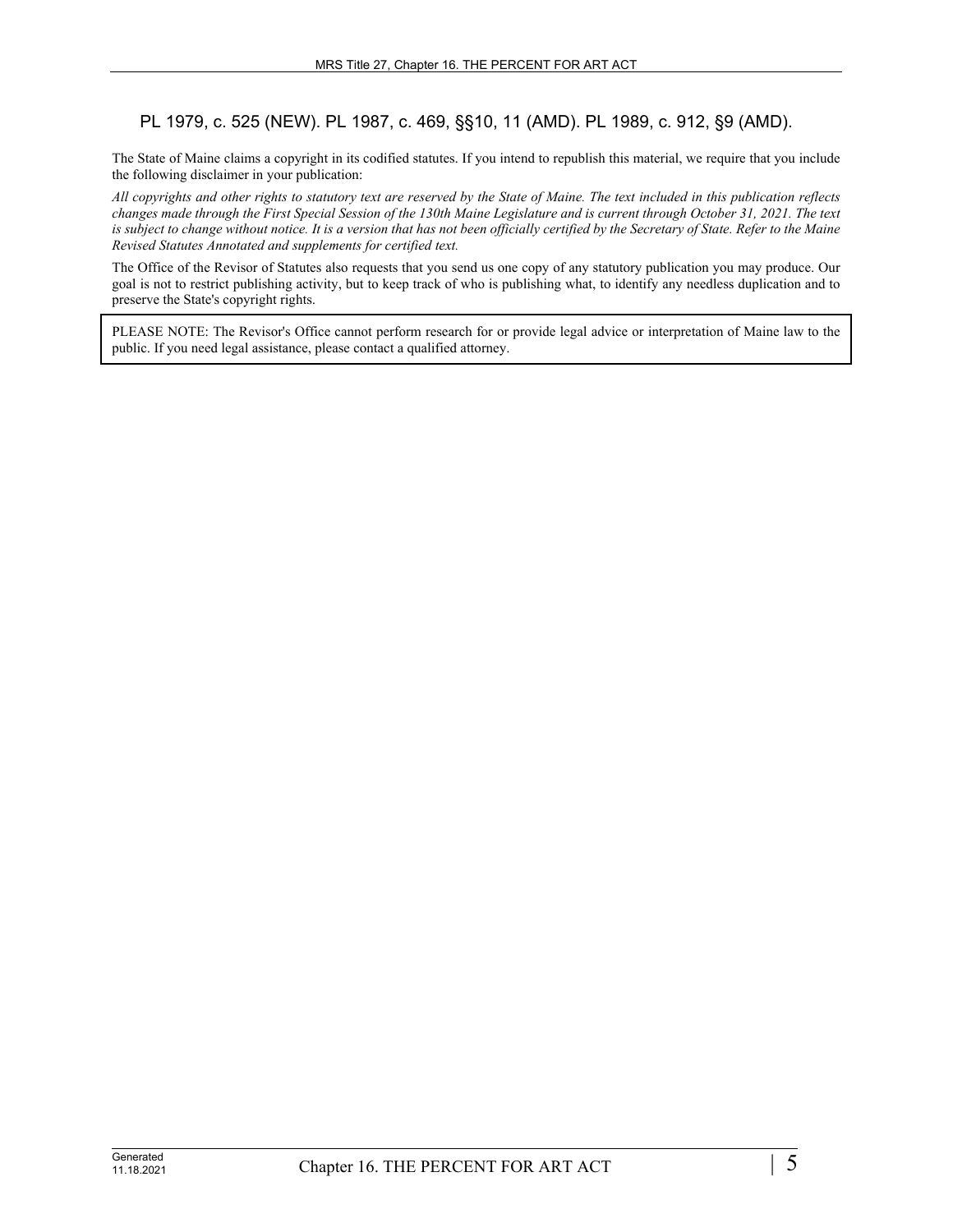PL 1979, c. 525 (NEW). PL 1987, c. 469, §§10, 11 (AMD). PL 1989, c. 912, §9 (AMD).

The State of Maine claims a copyright in its codified statutes. If you intend to republish this material, we require that you include the following disclaimer in your publication:

*All copyrights and other rights to statutory text are reserved by the State of Maine. The text included in this publication reflects changes made through the First Special Session of the 130th Maine Legislature and is current through October 31, 2021. The text is subject to change without notice. It is a version that has not been officially certified by the Secretary of State. Refer to the Maine Revised Statutes Annotated and supplements for certified text.*

The Office of the Revisor of Statutes also requests that you send us one copy of any statutory publication you may produce. Our goal is not to restrict publishing activity, but to keep track of who is publishing what, to identify any needless duplication and to preserve the State's copyright rights.

PLEASE NOTE: The Revisor's Office cannot perform research for or provide legal advice or interpretation of Maine law to the public. If you need legal assistance, please contact a qualified attorney.